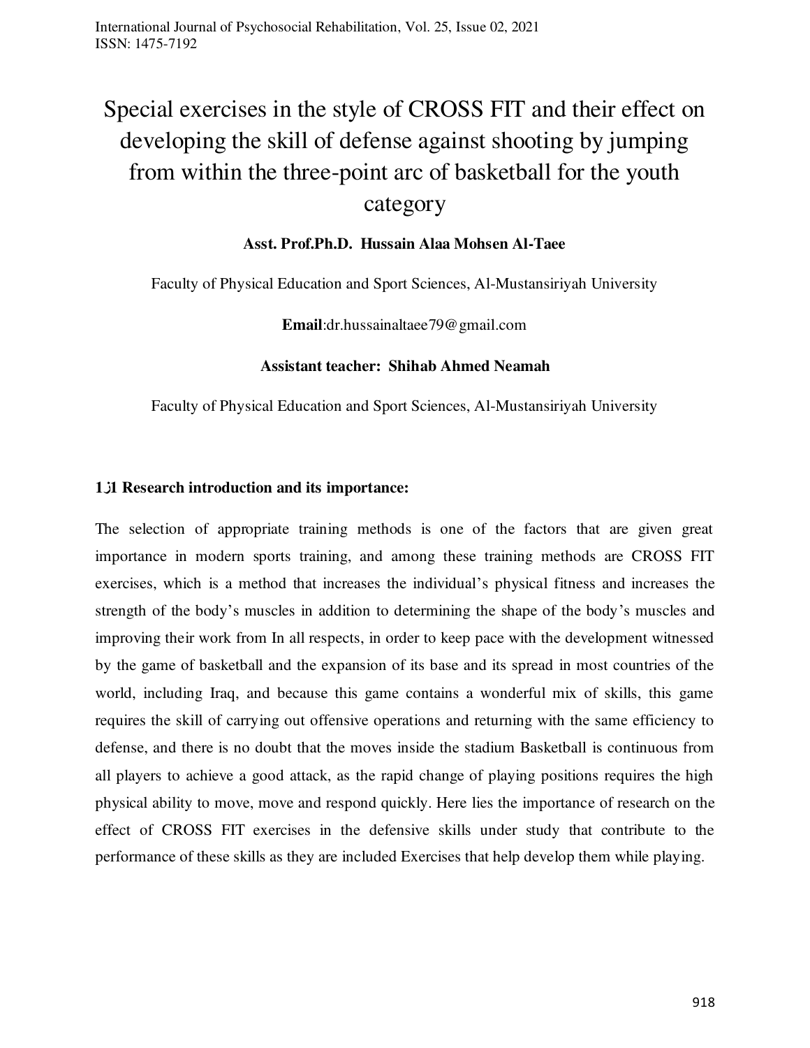# Special exercises in the style of CROSS FIT and their effect on developing the skill of defense against shooting by jumping from within the three-point arc of basketball for the youth category

**Asst. Prof.Ph.D. Hussain Alaa Mohsen Al-Taee**

Faculty of Physical Education and Sport Sciences, Al-Mustansiriyah University

**Email**:dr.hussainaltaee79@gmail.com

**Assistant teacher: Shihab Ahmed Neamah**

Faculty of Physical Education and Sport Sciences, Al-Mustansiriyah University

## 1.1 Research introduction and its importance:

The selection of appropriate training methods is one of the factors that are given great importance in modern sports training, and among these training methods are CROSS FIT exercises, which is a method that increases the individual's physical fitness and increases the strength of the body's muscles in addition to determining the shape of the body's muscles and improving their work from In all respects, in order to keep pace with the development witnessed by the game of basketball and the expansion of its base and its spread in most countries of the world, including Iraq, and because this game contains a wonderful mix of skills, this game requires the skill of carrying out offensive operations and returning with the same efficiency to defense, and there is no doubt that the moves inside the stadium Basketball is continuous from all players to achieve a good attack, as the rapid change of playing positions requires the high physical ability to move, move and respond quickly. Here lies the importance of research on the effect of CROSS FIT exercises in the defensive skills under study that contribute to the performance of these skills as they are included Exercises that help develop them while playing.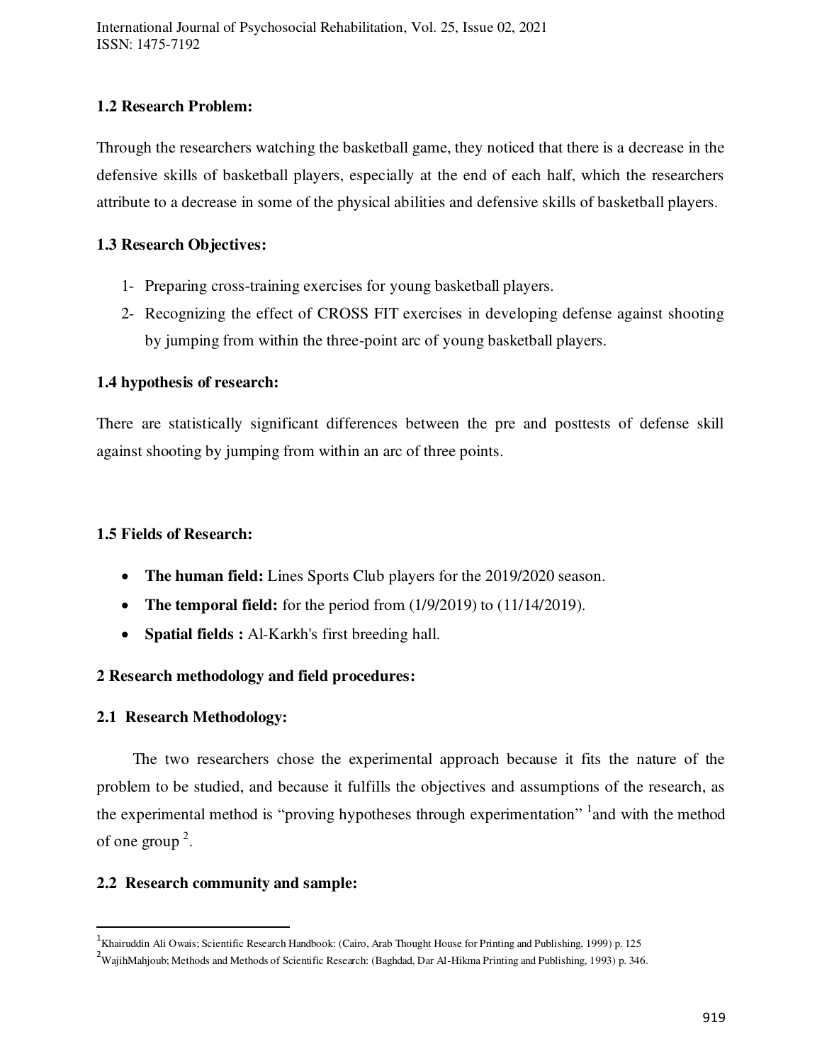### 1.2 Research Problem:

Through the researchers watching the basketball game, they noticed that there is a decrease in the defensive skills of basketball players, especially at the end of each half, which the researchers attribute to a decrease in some of the physical abilities and defensive skills of basketball players.

### 1.3 Research Objectives:

1- Preparing cross-training exercises for young basketball players.
2- Recognizing the effect of CROSS FIT exercises in developing defense against shooting by jumping from within the three-point arc of young basketball players.

### 1.4 hypothesis of research:

There are statistically significant differences between the pre and posttests of defense skill against shooting by jumping from within an arc of three points.

### 1.5 Fields of Research:

- **The human field:** Lines Sports Club players for the 2019/2020 season.
- **The temporal field:** for the period from (1/9/2019) to (11/14/2019).
- **Spatial fields :** Al-Karkh's first breeding hall.

## 2 Research methodology and field procedures:

### 2.1 Research Methodology:

The two researchers chose the experimental approach because it fits the nature of the problem to be studied, and because it fulfills the objectives and assumptions of the research, as the experimental method is "proving hypotheses through experimentation" [1] and with the method of one group [2].

### 2.2 Research community and sample:

---

[1] Khairuddin Ali Owais; Scientific Research Handbook: (Cairo, Arab Thought House for Printing and Publishing, 1999) p. 125

[2] WajihMahjoub; Methods and Methods of Scientific Research: (Baghdad, Dar Al-Hikma Printing and Publishing, 1993) p. 346.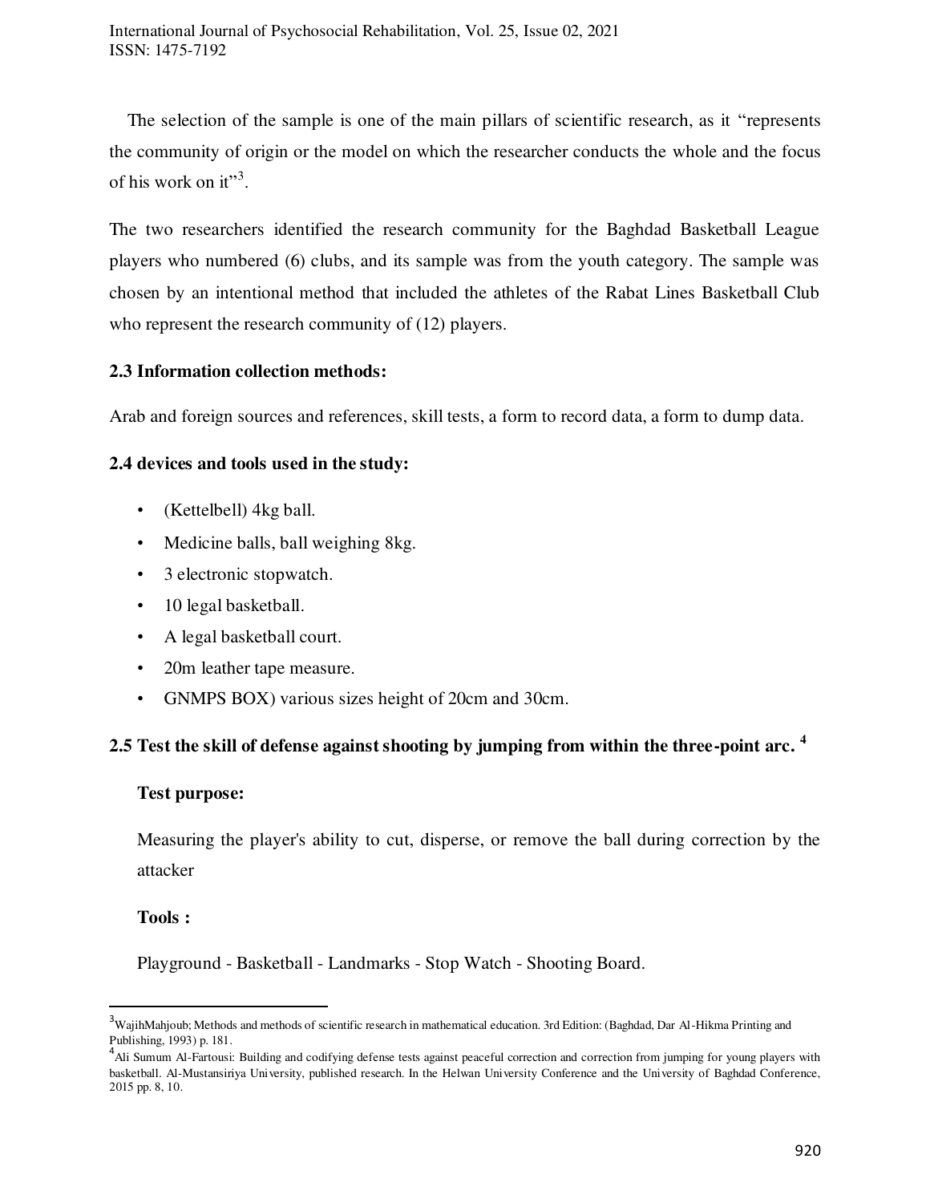The selection of the sample is one of the main pillars of scientific research, as it "represents the community of origin or the model on which the researcher conducts the whole and the focus of his work on it"[3].

The two researchers identified the research community for the Baghdad Basketball League players who numbered (6) clubs, and its sample was from the youth category. The sample was chosen by an intentional method that included the athletes of the Rabat Lines Basketball Club who represent the research community of (12) players.

### 2.3 Information collection methods:

Arab and foreign sources and references, skill tests, a form to record data, a form to dump data.

### 2.4 devices and tools used in the study:

- (Kettelbell) 4kg ball.
- Medicine balls, ball weighing 8kg.
- 3 electronic stopwatch.
- 10 legal basketball.
- A legal basketball court.
- 20m leather tape measure.
- GNMPS BOX) various sizes height of 20cm and 30cm.

### 2.5 Test the skill of defense against shooting by jumping from within the three-point arc. [4]

**Test purpose:**

Measuring the player's ability to cut, disperse, or remove the ball during correction by the attacker

**Tools :**

Playground - Basketball - Landmarks - Stop Watch - Shooting Board.

---

[3] WajihMahjoub; Methods and methods of scientific research in mathematical education. 3rd Edition: (Baghdad, Dar Al-Hikma Printing and Publishing, 1993) p. 181.

[4] Ali Sumum Al-Fartousi: Building and codifying defense tests against peaceful correction and correction from jumping for young players with basketball. Al-Mustansiriya University, published research. In the Helwan University Conference and the University of Baghdad Conference, 2015 pp. 8, 10.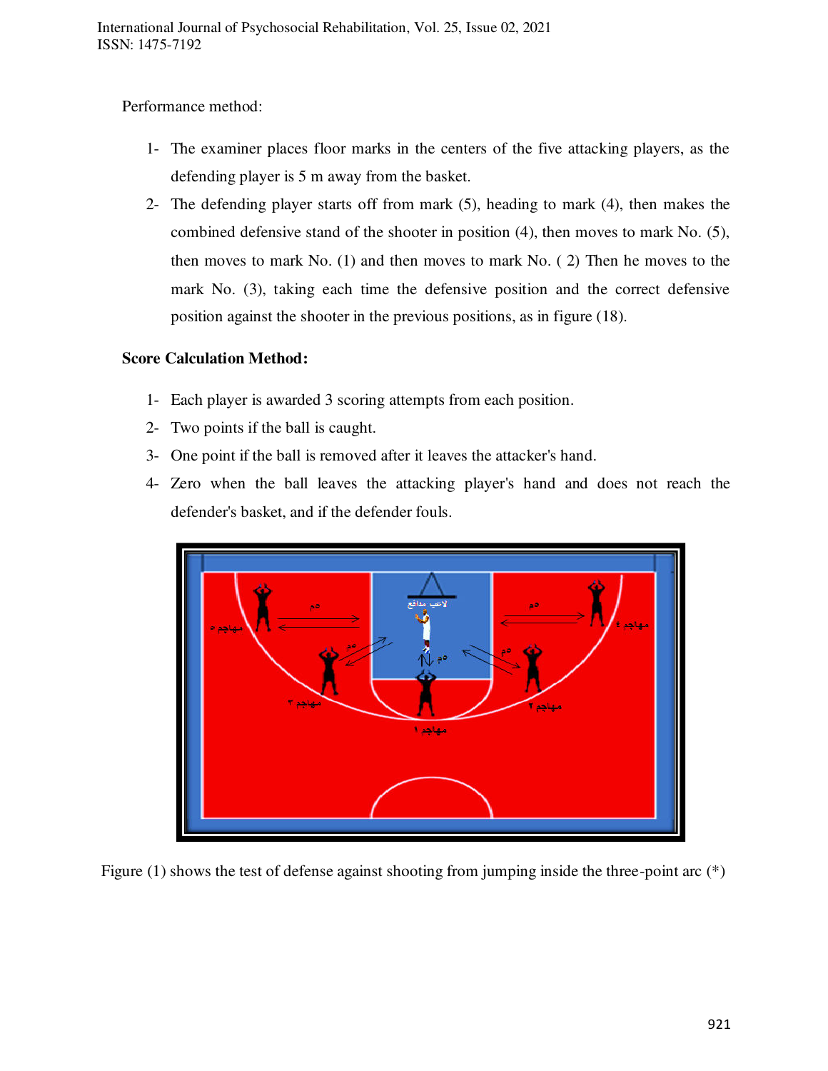Performance method:

1- The examiner places floor marks in the centers of the five attacking players, as the defending player is 5 m away from the basket.
2- The defending player starts off from mark (5), heading to mark (4), then makes the combined defensive stand of the shooter in position (4), then moves to mark No. (5), then moves to mark No. (1) and then moves to mark No. ( 2) Then he moves to the mark No. (3), taking each time the defensive position and the correct defensive position against the shooter in the previous positions, as in figure (18).

**Score Calculation Method:**

1- Each player is awarded 3 scoring attempts from each position.
2- Two points if the ball is caught.
3- One point if the ball is removed after it leaves the attacker's hand.
4- Zero when the ball leaves the attacking player's hand and does not reach the defender's basket, and if the defender fouls.

Figure (1) shows the test of defense against shooting from jumping inside the three-point arc (*)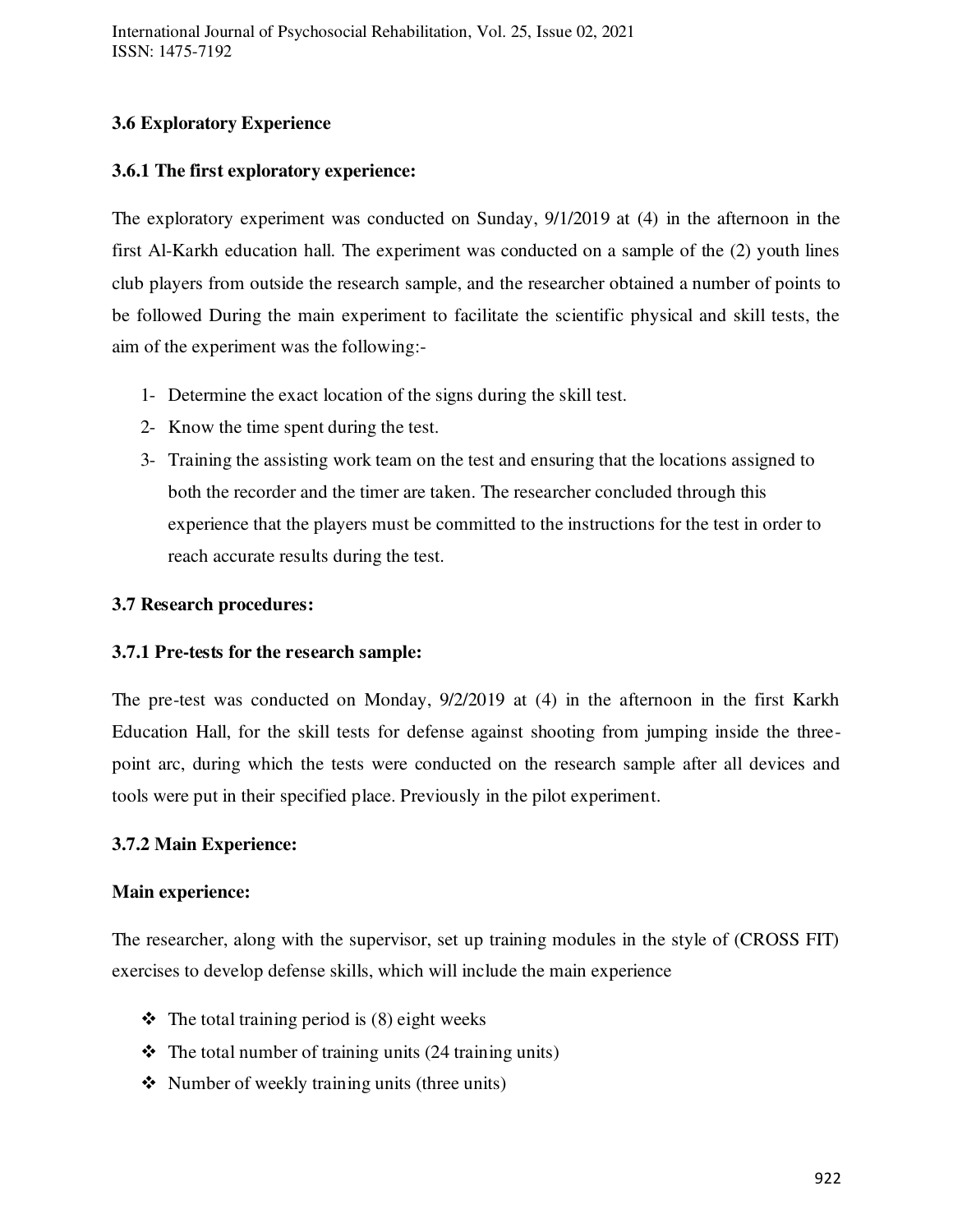### 3.6 Exploratory Experience

#### 3.6.1 The first exploratory experience:

The exploratory experiment was conducted on Sunday, 9/1/2019 at (4) in the afternoon in the first Al-Karkh education hall. The experiment was conducted on a sample of the (2) youth lines club players from outside the research sample, and the researcher obtained a number of points to be followed During the main experiment to facilitate the scientific physical and skill tests, the aim of the experiment was the following:-

1- Determine the exact location of the signs during the skill test.
2- Know the time spent during the test.
3- Training the assisting work team on the test and ensuring that the locations assigned to both the recorder and the timer are taken. The researcher concluded through this experience that the players must be committed to the instructions for the test in order to reach accurate results during the test.

### 3.7 Research procedures:

#### 3.7.1 Pre-tests for the research sample:

The pre-test was conducted on Monday, 9/2/2019 at (4) in the afternoon in the first Karkh Education Hall, for the skill tests for defense against shooting from jumping inside the three-point arc, during which the tests were conducted on the research sample after all devices and tools were put in their specified place. Previously in the pilot experiment.

#### 3.7.2 Main Experience:

**Main experience:**

The researcher, along with the supervisor, set up training modules in the style of (CROSS FIT) exercises to develop defense skills, which will include the main experience

- The total training period is (8) eight weeks
- The total number of training units (24 training units)
- Number of weekly training units (three units)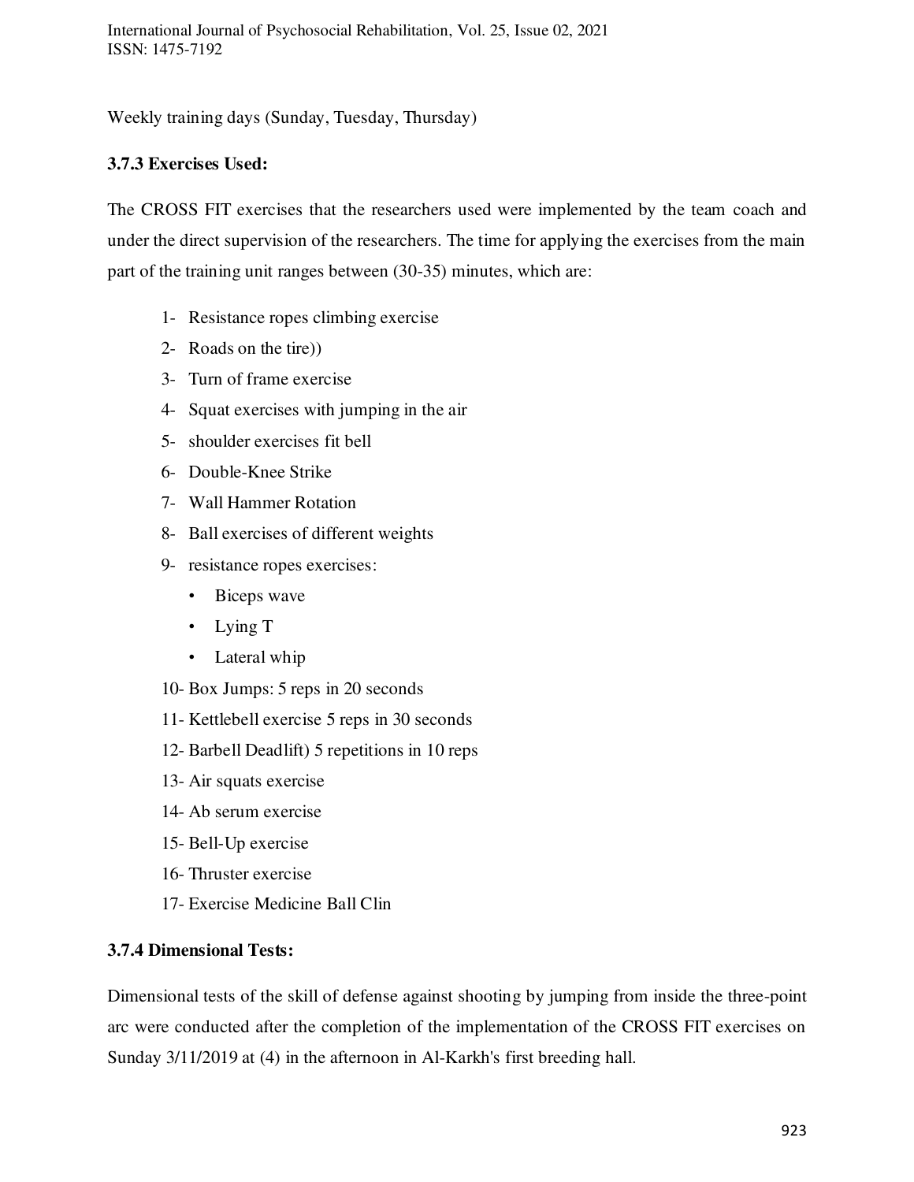Weekly training days (Sunday, Tuesday, Thursday)

### 3.7.3 Exercises Used:

The CROSS FIT exercises that the researchers used were implemented by the team coach and under the direct supervision of the researchers. The time for applying the exercises from the main part of the training unit ranges between (30-35) minutes, which are:

1- Resistance ropes climbing exercise
2- Roads on the tire))
3- Turn of frame exercise
4- Squat exercises with jumping in the air
5- shoulder exercises fit bell
6- Double-Knee Strike
7- Wall Hammer Rotation
8- Ball exercises of different weights
9- resistance ropes exercises:
    - Biceps wave
    - Lying T
    - Lateral whip
10- Box Jumps: 5 reps in 20 seconds
11- Kettlebell exercise 5 reps in 30 seconds
12- Barbell Deadlift) 5 repetitions in 10 reps
13- Air squats exercise
14- Ab serum exercise
15- Bell-Up exercise
16- Thruster exercise
17- Exercise Medicine Ball Clin

### 3.7.4 Dimensional Tests:

Dimensional tests of the skill of defense against shooting by jumping from inside the three-point arc were conducted after the completion of the implementation of the CROSS FIT exercises on Sunday 3/11/2019 at (4) in the afternoon in Al-Karkh's first breeding hall.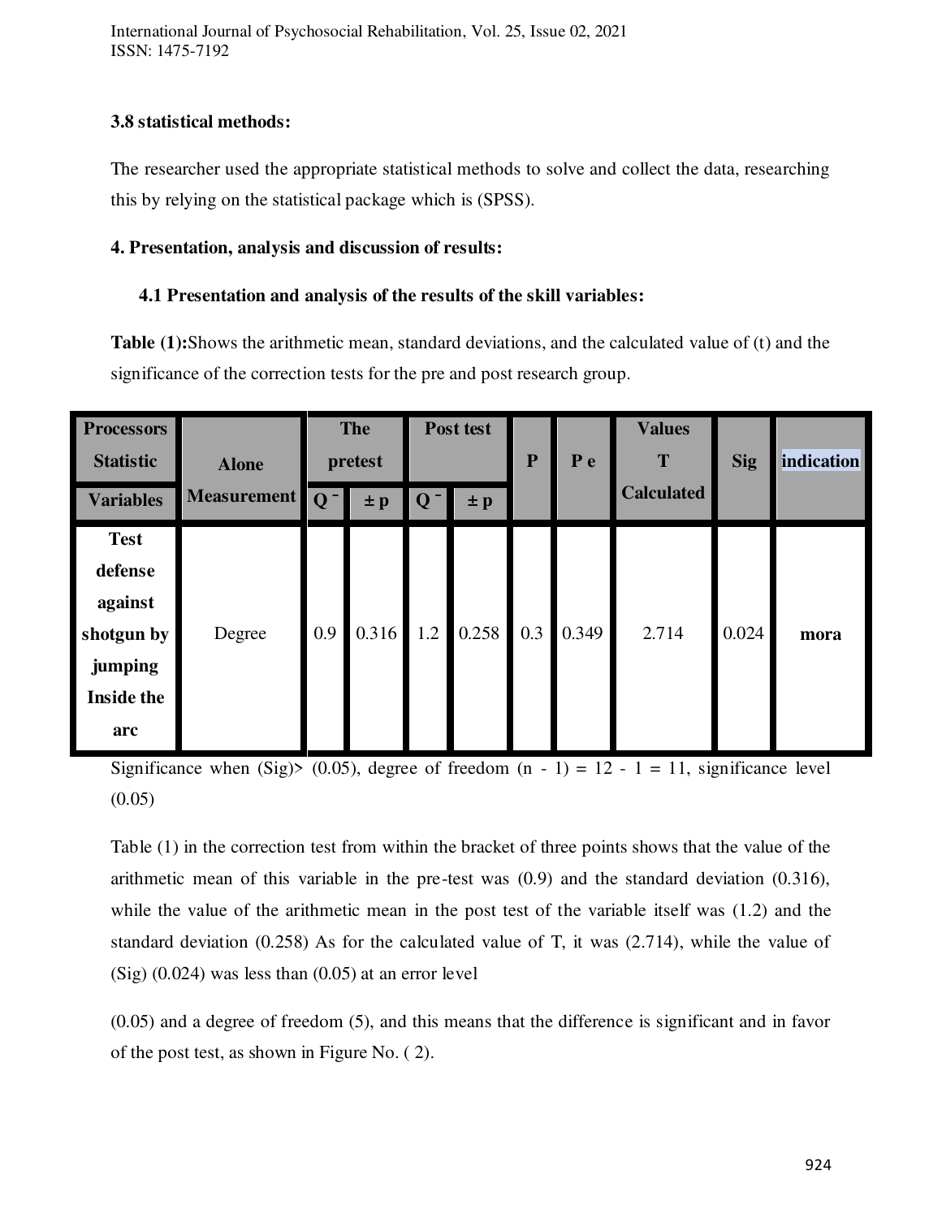### 3.8 statistical methods:

The researcher used the appropriate statistical methods to solve and collect the data, researching this by relying on the statistical package which is (SPSS).

## 4. Presentation, analysis and discussion of results:

### 4.1 Presentation and analysis of the results of the skill variables:

**Table (1):** Shows the arithmetic mean, standard deviations, and the calculated value of (t) and the significance of the correction tests for the pre and post research group.

| Processors Statistic / Variables | Alone Measurement | The pretest | | Post test | | P | P e | Values T Calculated | Sig | indication |
|---|---|---|---|---|---|---|---|---|---|---|
| | | Q ¯ | ± p | Q ¯ | ± p | | | | | |
| Test defense against shotgun by jumping Inside the arc | Degree | 0.9 | 0.316 | 1.2 | 0.258 | 0.3 | 0.349 | 2.714 | 0.024 | **mora** |

Significance when (Sig)> (0.05), degree of freedom (n - 1) = 12 - 1 = 11, significance level (0.05)

Table (1) in the correction test from within the bracket of three points shows that the value of the arithmetic mean of this variable in the pre-test was (0.9) and the standard deviation (0.316), while the value of the arithmetic mean in the post test of the variable itself was (1.2) and the standard deviation (0.258) As for the calculated value of T, it was (2.714), while the value of (Sig) (0.024) was less than (0.05) at an error level

(0.05) and a degree of freedom (5), and this means that the difference is significant and in favor of the post test, as shown in Figure No. ( 2).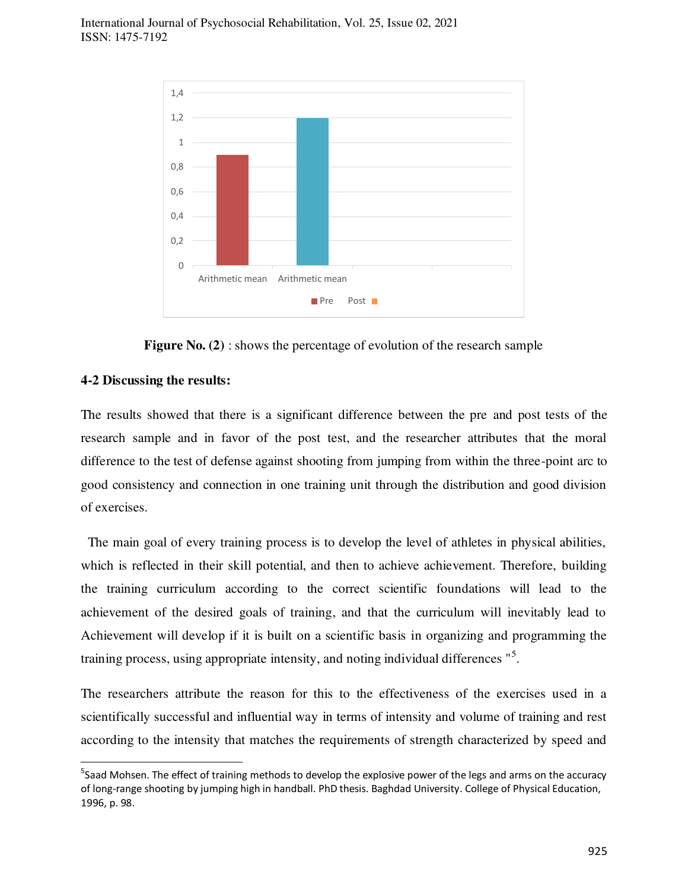**Figure No. (2)** : shows the percentage of evolution of the research sample

**4-2 Discussing the results:**

The results showed that there is a significant difference between the pre and post tests of the research sample and in favor of the post test, and the researcher attributes that the moral difference to the test of defense against shooting from jumping from within the three-point arc to good consistency and connection in one training unit through the distribution and good division of exercises.

The main goal of every training process is to develop the level of athletes in physical abilities, which is reflected in their skill potential, and then to achieve achievement. Therefore, building the training curriculum according to the correct scientific foundations will lead to the achievement of the desired goals of training, and that the curriculum will inevitably lead to Achievement will develop if it is built on a scientific basis in organizing and programming the training process, using appropriate intensity, and noting individual differences "[5].

The researchers attribute the reason for this to the effectiveness of the exercises used in a scientifically successful and influential way in terms of intensity and volume of training and rest according to the intensity that matches the requirements of strength characterized by speed and

[5] Saad Mohsen. The effect of training methods to develop the explosive power of the legs and arms on the accuracy of long-range shooting by jumping high in handball. PhD thesis. Baghdad University. College of Physical Education, 1996, p. 98.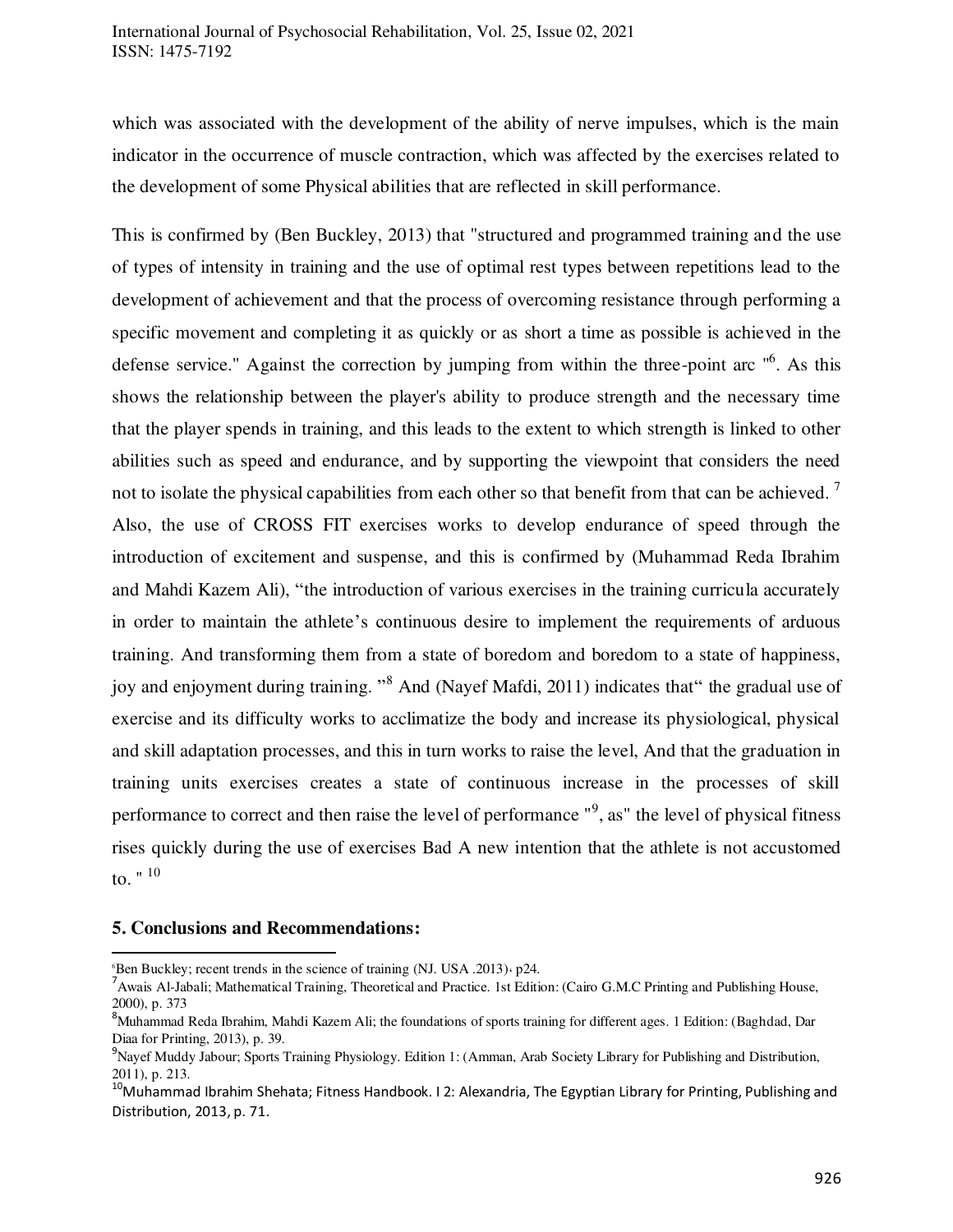which was associated with the development of the ability of nerve impulses, which is the main indicator in the occurrence of muscle contraction, which was affected by the exercises related to the development of some Physical abilities that are reflected in skill performance.

This is confirmed by (Ben Buckley, 2013) that "structured and programmed training and the use of types of intensity in training and the use of optimal rest types between repetitions lead to the development of achievement and that the process of overcoming resistance through performing a specific movement and completing it as quickly or as short a time as possible is achieved in the defense service." Against the correction by jumping from within the three-point arc "[6]. As this shows the relationship between the player's ability to produce strength and the necessary time that the player spends in training, and this leads to the extent to which strength is linked to other abilities such as speed and endurance, and by supporting the viewpoint that considers the need not to isolate the physical capabilities from each other so that benefit from that can be achieved. [7] Also, the use of CROSS FIT exercises works to develop endurance of speed through the introduction of excitement and suspense, and this is confirmed by (Muhammad Reda Ibrahim and Mahdi Kazem Ali), "the introduction of various exercises in the training curricula accurately in order to maintain the athlete's continuous desire to implement the requirements of arduous training. And transforming them from a state of boredom and boredom to a state of happiness, joy and enjoyment during training. "[8] And (Nayef Mafdi, 2011) indicates that" the gradual use of exercise and its difficulty works to acclimatize the body and increase its physiological, physical and skill adaptation processes, and this in turn works to raise the level, And that the graduation in training units exercises creates a state of continuous increase in the processes of skill performance to correct and then raise the level of performance "[9], as" the level of physical fitness rises quickly during the use of exercises Bad A new intention that the athlete is not accustomed to. " [10]

## 5. Conclusions and Recommendations:

---

[6] Ben Buckley; recent trends in the science of training (NJ. USA .2013)، p24.

[7] Awais Al-Jabali; Mathematical Training, Theoretical and Practice. 1st Edition: (Cairo G.M.C Printing and Publishing House, 2000), p. 373

[8] Muhammad Reda Ibrahim, Mahdi Kazem Ali; the foundations of sports training for different ages. 1 Edition: (Baghdad, Dar Diaa for Printing, 2013), p. 39.

[9] Nayef Muddy Jabour; Sports Training Physiology. Edition 1: (Amman, Arab Society Library for Publishing and Distribution, 2011), p. 213.

[10] Muhammad Ibrahim Shehata; Fitness Handbook. I 2: Alexandria, The Egyptian Library for Printing, Publishing and Distribution, 2013, p. 71.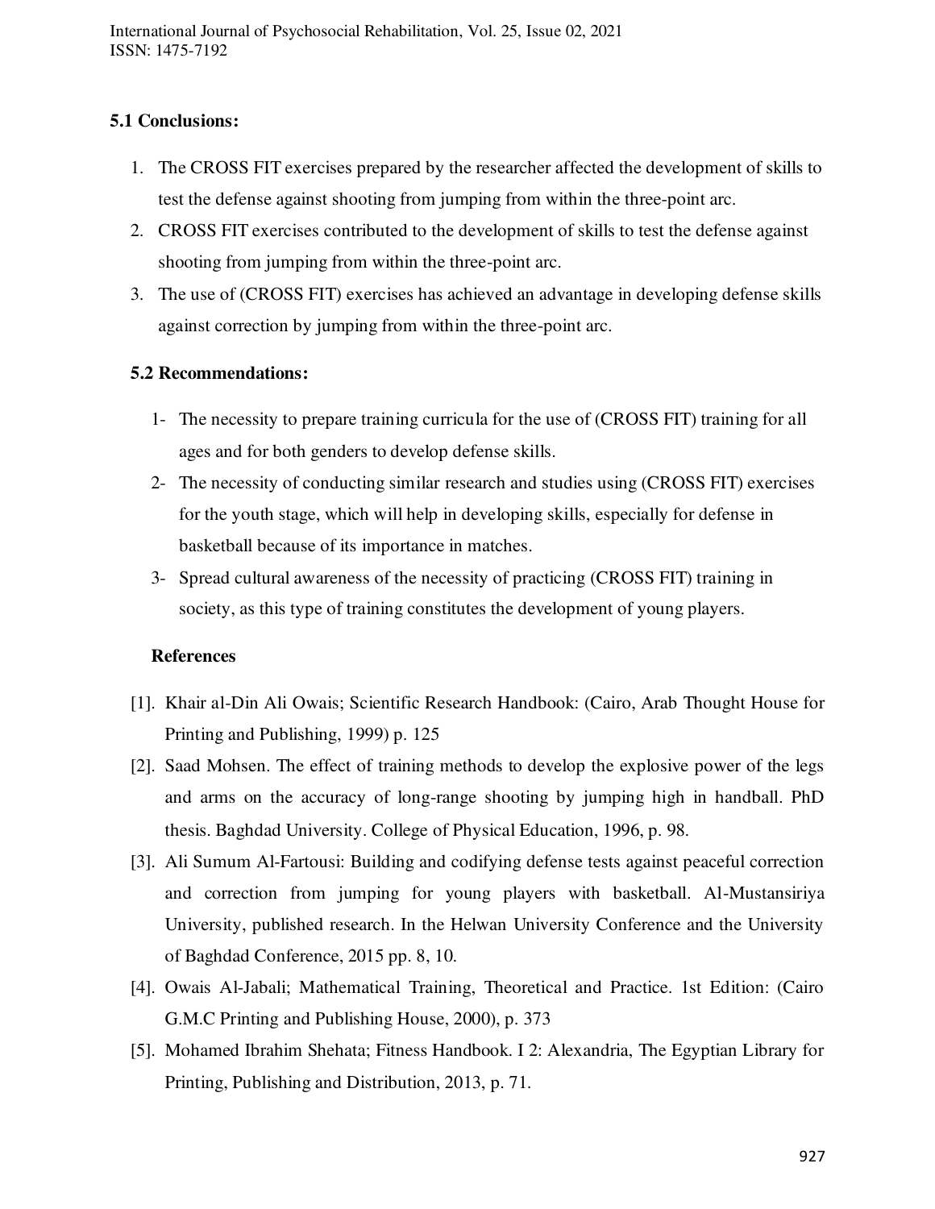### 5.1 Conclusions:

1. The CROSS FIT exercises prepared by the researcher affected the development of skills to test the defense against shooting from jumping from within the three-point arc.
2. CROSS FIT exercises contributed to the development of skills to test the defense against shooting from jumping from within the three-point arc.
3. The use of (CROSS FIT) exercises has achieved an advantage in developing defense skills against correction by jumping from within the three-point arc.

### 5.2 Recommendations:

1- The necessity to prepare training curricula for the use of (CROSS FIT) training for all ages and for both genders to develop defense skills.

2- The necessity of conducting similar research and studies using (CROSS FIT) exercises for the youth stage, which will help in developing skills, especially for defense in basketball because of its importance in matches.

3- Spread cultural awareness of the necessity of practicing (CROSS FIT) training in society, as this type of training constitutes the development of young players.

### References

[1]. Khair al-Din Ali Owais; Scientific Research Handbook: (Cairo, Arab Thought House for Printing and Publishing, 1999) p. 125

[2]. Saad Mohsen. The effect of training methods to develop the explosive power of the legs and arms on the accuracy of long-range shooting by jumping high in handball. PhD thesis. Baghdad University. College of Physical Education, 1996, p. 98.

[3]. Ali Sumum Al-Fartousi: Building and codifying defense tests against peaceful correction and correction from jumping for young players with basketball. Al-Mustansiriya University, published research. In the Helwan University Conference and the University of Baghdad Conference, 2015 pp. 8, 10.

[4]. Owais Al-Jabali; Mathematical Training, Theoretical and Practice. 1st Edition: (Cairo G.M.C Printing and Publishing House, 2000), p. 373

[5]. Mohamed Ibrahim Shehata; Fitness Handbook. I 2: Alexandria, The Egyptian Library for Printing, Publishing and Distribution, 2013, p. 71.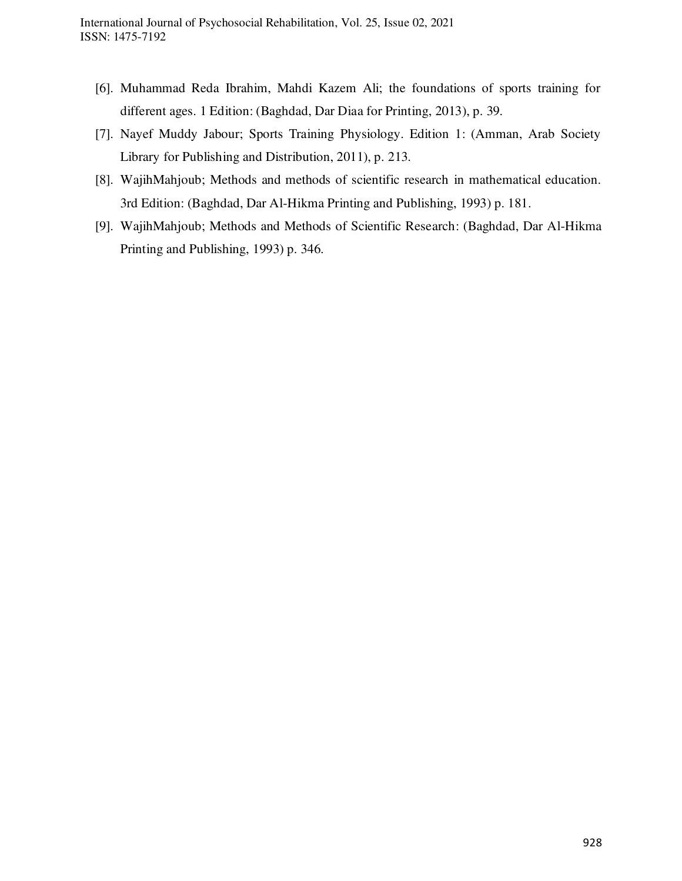[6]. Muhammad Reda Ibrahim, Mahdi Kazem Ali; the foundations of sports training for different ages. 1 Edition: (Baghdad, Dar Diaa for Printing, 2013), p. 39.

[7]. Nayef Muddy Jabour; Sports Training Physiology. Edition 1: (Amman, Arab Society Library for Publishing and Distribution, 2011), p. 213.

[8]. WajihMahjoub; Methods and methods of scientific research in mathematical education. 3rd Edition: (Baghdad, Dar Al-Hikma Printing and Publishing, 1993) p. 181.

[9]. WajihMahjoub; Methods and Methods of Scientific Research: (Baghdad, Dar Al-Hikma Printing and Publishing, 1993) p. 346.